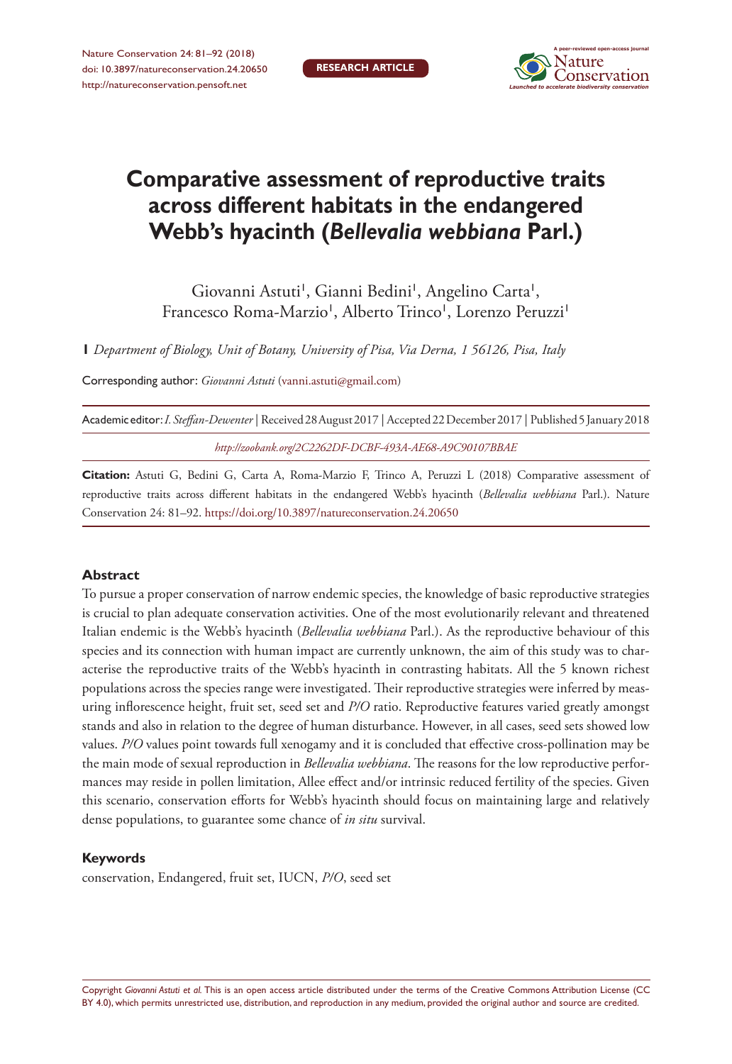RESEARCH ARTICLE

# Comparative assessment of reproductive traits across different habitats in the endangered Webb's hyacinth (*Bellevalia webbiana* Parl.)

Giovanni Astuti[1], Gianni Bedini[1], Angelino Carta[1], Francesco Roma-Marzio[1], Alberto Trinco[1], Lorenzo Peruzzi[1]

[1] *Department of Biology, Unit of Botany, University of Pisa, Via Derna, 1 56126, Pisa, Italy*

Corresponding author: *Giovanni Astuti* (vanni.astuti@gmail.com)

Academic editor: *I. Steffan-Dewenter* | Received 28 August 2017 | Accepted 22 December 2017 | Published 5 January 2018

*http://zoobank.org/2C2262DF-DCBF-493A-AE68-A9C90107BBAE*

**Citation:** Astuti G, Bedini G, Carta A, Roma-Marzio F, Trinco A, Peruzzi L (2018) Comparative assessment of reproductive traits across different habitats in the endangered Webb's hyacinth (*Bellevalia webbiana* Parl.). Nature Conservation 24: 81–92. https://doi.org/10.3897/natureconservation.24.20650

## Abstract

To pursue a proper conservation of narrow endemic species, the knowledge of basic reproductive strategies is crucial to plan adequate conservation activities. One of the most evolutionarily relevant and threatened Italian endemic is the Webb's hyacinth (*Bellevalia webbiana* Parl.). As the reproductive behaviour of this species and its connection with human impact are currently unknown, the aim of this study was to characterise the reproductive traits of the Webb's hyacinth in contrasting habitats. All the 5 known richest populations across the species range were investigated. Their reproductive strategies were inferred by measuring inflorescence height, fruit set, seed set and *P/O* ratio. Reproductive features varied greatly amongst stands and also in relation to the degree of human disturbance. However, in all cases, seed sets showed low values. *P/O* values point towards full xenogamy and it is concluded that effective cross-pollination may be the main mode of sexual reproduction in *Bellevalia webbiana*. The reasons for the low reproductive performances may reside in pollen limitation, Allee effect and/or intrinsic reduced fertility of the species. Given this scenario, conservation efforts for Webb's hyacinth should focus on maintaining large and relatively dense populations, to guarantee some chance of *in situ* survival.

## Keywords

conservation, Endangered, fruit set, IUCN, *P/O*, seed set

Copyright *Giovanni Astuti et al.* This is an open access article distributed under the terms of the Creative Commons Attribution License (CC BY 4.0), which permits unrestricted use, distribution, and reproduction in any medium, provided the original author and source are credited.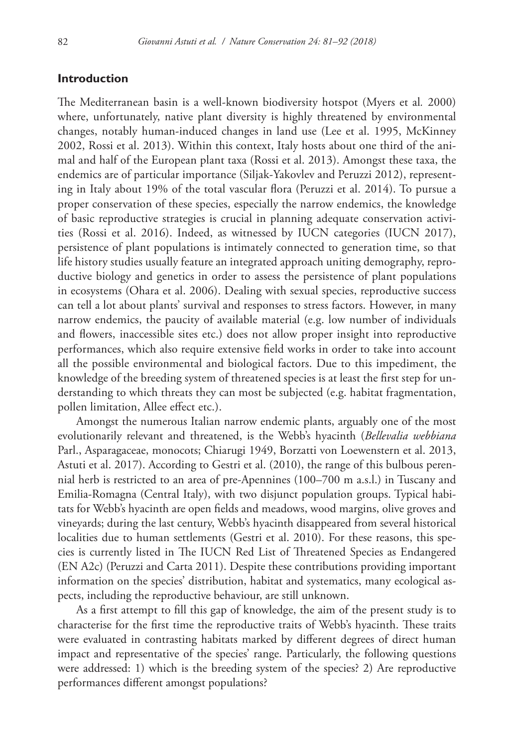## Introduction

The Mediterranean basin is a well-known biodiversity hotspot (Myers et al. 2000) where, unfortunately, native plant diversity is highly threatened by environmental changes, notably human-induced changes in land use (Lee et al. 1995, McKinney 2002, Rossi et al. 2013). Within this context, Italy hosts about one third of the animal and half of the European plant taxa (Rossi et al. 2013). Amongst these taxa, the endemics are of particular importance (Siljak-Yakovlev and Peruzzi 2012), representing in Italy about 19% of the total vascular flora (Peruzzi et al. 2014). To pursue a proper conservation of these species, especially the narrow endemics, the knowledge of basic reproductive strategies is crucial in planning adequate conservation activities (Rossi et al. 2016). Indeed, as witnessed by IUCN categories (IUCN 2017), persistence of plant populations is intimately connected to generation time, so that life history studies usually feature an integrated approach uniting demography, reproductive biology and genetics in order to assess the persistence of plant populations in ecosystems (Ohara et al. 2006). Dealing with sexual species, reproductive success can tell a lot about plants' survival and responses to stress factors. However, in many narrow endemics, the paucity of available material (e.g. low number of individuals and flowers, inaccessible sites etc.) does not allow proper insight into reproductive performances, which also require extensive field works in order to take into account all the possible environmental and biological factors. Due to this impediment, the knowledge of the breeding system of threatened species is at least the first step for understanding to which threats they can most be subjected (e.g. habitat fragmentation, pollen limitation, Allee effect etc.).

Amongst the numerous Italian narrow endemic plants, arguably one of the most evolutionarily relevant and threatened, is the Webb's hyacinth (*Bellevalia webbiana* Parl., Asparagaceae, monocots; Chiarugi 1949, Borzatti von Loewenstern et al. 2013, Astuti et al. 2017). According to Gestri et al. (2010), the range of this bulbous perennial herb is restricted to an area of pre-Apennines (100–700 m a.s.l.) in Tuscany and Emilia-Romagna (Central Italy), with two disjunct population groups. Typical habitats for Webb's hyacinth are open fields and meadows, wood margins, olive groves and vineyards; during the last century, Webb's hyacinth disappeared from several historical localities due to human settlements (Gestri et al. 2010). For these reasons, this species is currently listed in The IUCN Red List of Threatened Species as Endangered (EN A2c) (Peruzzi and Carta 2011). Despite these contributions providing important information on the species' distribution, habitat and systematics, many ecological aspects, including the reproductive behaviour, are still unknown.

As a first attempt to fill this gap of knowledge, the aim of the present study is to characterise for the first time the reproductive traits of Webb's hyacinth. These traits were evaluated in contrasting habitats marked by different degrees of direct human impact and representative of the species' range. Particularly, the following questions were addressed: 1) which is the breeding system of the species? 2) Are reproductive performances different amongst populations?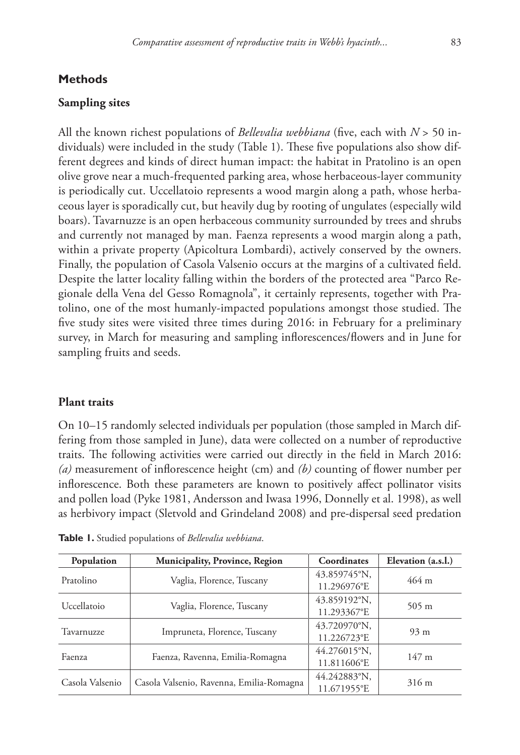## Methods

### Sampling sites

All the known richest populations of *Bellevalia webbiana* (five, each with $N > 50$ individuals) were included in the study (Table 1). These five populations also show different degrees and kinds of direct human impact: the habitat in Pratolino is an open olive grove near a much-frequented parking area, whose herbaceous-layer community is periodically cut. Uccellatoio represents a wood margin along a path, whose herbaceous layer is sporadically cut, but heavily dug by rooting of ungulates (especially wild boars). Tavarnuzze is an open herbaceous community surrounded by trees and shrubs and currently not managed by man. Faenza represents a wood margin along a path, within a private property (Apicoltura Lombardi), actively conserved by the owners. Finally, the population of Casola Valsenio occurs at the margins of a cultivated field. Despite the latter locality falling within the borders of the protected area "Parco Regionale della Vena del Gesso Romagnola", it certainly represents, together with Pratolino, one of the most humanly-impacted populations amongst those studied. The five study sites were visited three times during 2016: in February for a preliminary survey, in March for measuring and sampling inflorescences/flowers and in June for sampling fruits and seeds.

### Plant traits

On 10–15 randomly selected individuals per population (those sampled in March differing from those sampled in June), data were collected on a number of reproductive traits. The following activities were carried out directly in the field in March 2016: *(a)* measurement of inflorescence height (cm) and *(b)* counting of flower number per inflorescence. Both these parameters are known to positively affect pollinator visits and pollen load (Pyke 1981, Andersson and Iwasa 1996, Donnelly et al. 1998), as well as herbivory impact (Sletvold and Grindeland 2008) and pre-dispersal seed predation

**Table 1.** Studied populations of *Bellevalia webbiana*.

| Population | Municipality, Province, Region | Coordinates | Elevation (a.s.l.) |
|---|---|---|---|
| Pratolino | Vaglia, Florence, Tuscany | 43.859745°N, 11.296976°E | 464 m |
| Uccellatoio | Vaglia, Florence, Tuscany | 43.859192°N, 11.293367°E | 505 m |
| Tavarnuzze | Impruneta, Florence, Tuscany | 43.720970°N, 11.226723°E | 93 m |
| Faenza | Faenza, Ravenna, Emilia-Romagna | 44.276015°N, 11.811606°E | 147 m |
| Casola Valsenio | Casola Valsenio, Ravenna, Emilia-Romagna | 44.242883°N, 11.671955°E | 316 m |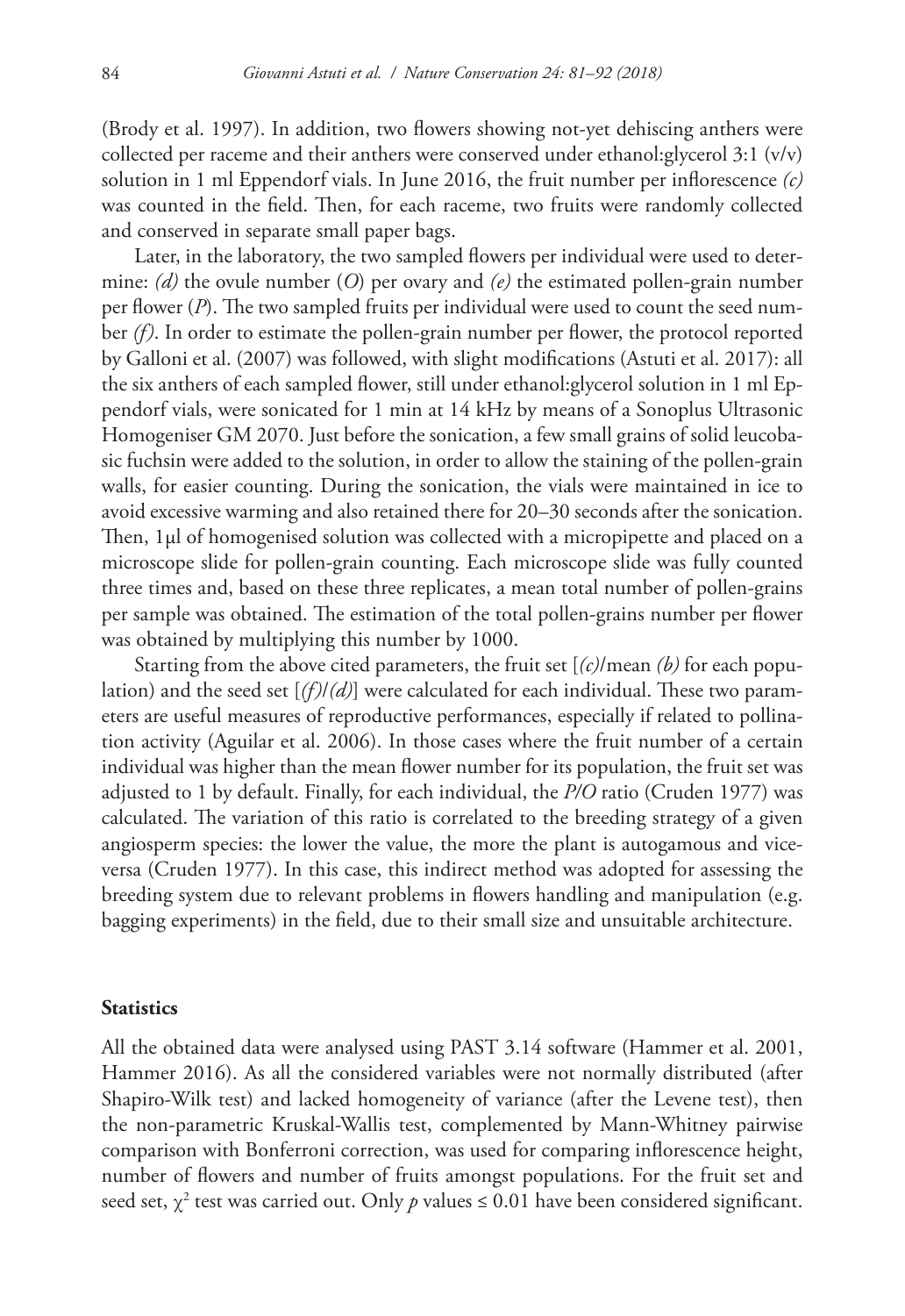(Brody et al. 1997). In addition, two flowers showing not-yet dehiscing anthers were collected per raceme and their anthers were conserved under ethanol:glycerol 3:1 (v/v) solution in 1 ml Eppendorf vials. In June 2016, the fruit number per inflorescence *(c)* was counted in the field. Then, for each raceme, two fruits were randomly collected and conserved in separate small paper bags.

Later, in the laboratory, the two sampled flowers per individual were used to determine: *(d)* the ovule number (*O*) per ovary and *(e)* the estimated pollen-grain number per flower (*P*). The two sampled fruits per individual were used to count the seed number *(f)*. In order to estimate the pollen-grain number per flower, the protocol reported by Galloni et al. (2007) was followed, with slight modifications (Astuti et al. 2017): all the six anthers of each sampled flower, still under ethanol:glycerol solution in 1 ml Eppendorf vials, were sonicated for 1 min at 14 kHz by means of a Sonoplus Ultrasonic Homogeniser GM 2070. Just before the sonication, a few small grains of solid leucobasic fuchsin were added to the solution, in order to allow the staining of the pollen-grain walls, for easier counting. During the sonication, the vials were maintained in ice to avoid excessive warming and also retained there for 20–30 seconds after the sonication. Then, 1µl of homogenised solution was collected with a micropipette and placed on a microscope slide for pollen-grain counting. Each microscope slide was fully counted three times and, based on these three replicates, a mean total number of pollen-grains per sample was obtained. The estimation of the total pollen-grains number per flower was obtained by multiplying this number by 1000.

Starting from the above cited parameters, the fruit set [*(c)*/mean *(b)* for each population) and the seed set [*(f)*/*(d)*] were calculated for each individual. These two parameters are useful measures of reproductive performances, especially if related to pollination activity (Aguilar et al. 2006). In those cases where the fruit number of a certain individual was higher than the mean flower number for its population, the fruit set was adjusted to 1 by default. Finally, for each individual, the *P/O* ratio (Cruden 1977) was calculated. The variation of this ratio is correlated to the breeding strategy of a given angiosperm species: the lower the value, the more the plant is autogamous and vice-versa (Cruden 1977). In this case, this indirect method was adopted for assessing the breeding system due to relevant problems in flowers handling and manipulation (e.g. bagging experiments) in the field, due to their small size and unsuitable architecture.

### Statistics

All the obtained data were analysed using PAST 3.14 software (Hammer et al. 2001, Hammer 2016). As all the considered variables were not normally distributed (after Shapiro-Wilk test) and lacked homogeneity of variance (after the Levene test), then the non-parametric Kruskal-Wallis test, complemented by Mann-Whitney pairwise comparison with Bonferroni correction, was used for comparing inflorescence height, number of flowers and number of fruits amongst populations. For the fruit set and seed set, $\chi^2$ test was carried out. Only $p$ values $\leq 0.01$ have been considered significant.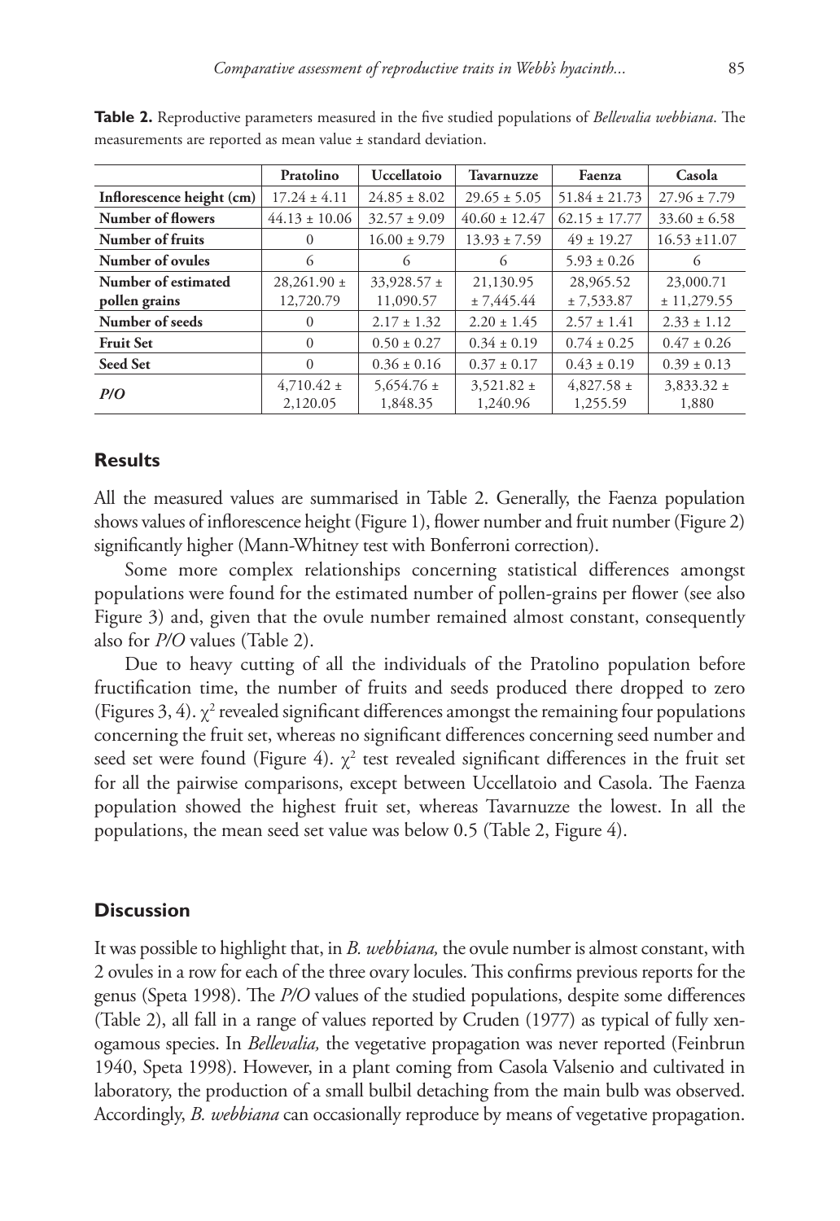**Table 2.** Reproductive parameters measured in the five studied populations of *Bellevalia webbiana*. The measurements are reported as mean value ± standard deviation.

| | Pratolino | Uccellatoio | Tavarnuzze | Faenza | Casola |
|---|---|---|---|---|---|
| **Inflorescence height (cm)** | 17.24 ± 4.11 | 24.85 ± 8.02 | 29.65 ± 5.05 | 51.84 ± 21.73 | 27.96 ± 7.79 |
| **Number of flowers** | 44.13 ± 10.06 | 32.57 ± 9.09 | 40.60 ± 12.47 | 62.15 ± 17.77 | 33.60 ± 6.58 |
| **Number of fruits** | 0 | 16.00 ± 9.79 | 13.93 ± 7.59 | 49 ± 19.27 | 16.53 ±11.07 |
| **Number of ovules** | 6 | 6 | 6 | 5.93 ± 0.26 | 6 |
| **Number of estimated pollen grains** | 28,261.90 ± 12,720.79 | 33,928.57 ± 11,090.57 | 21,130.95 ± 7,445.44 | 28,965.52 ± 7,533.87 | 23,000.71 ± 11,279.55 |
| **Number of seeds** | 0 | 2.17 ± 1.32 | 2.20 ± 1.45 | 2.57 ± 1.41 | 2.33 ± 1.12 |
| **Fruit Set** | 0 | 0.50 ± 0.27 | 0.34 ± 0.19 | 0.74 ± 0.25 | 0.47 ± 0.26 |
| **Seed Set** | 0 | 0.36 ± 0.16 | 0.37 ± 0.17 | 0.43 ± 0.19 | 0.39 ± 0.13 |
| ***P/O*** | 4,710.42 ± 2,120.05 | 5,654.76 ± 1,848.35 | 3,521.82 ± 1,240.96 | 4,827.58 ± 1,255.59 | 3,833.32 ± 1,880 |

## Results

All the measured values are summarised in Table 2. Generally, the Faenza population shows values of inflorescence height (Figure 1), flower number and fruit number (Figure 2) significantly higher (Mann-Whitney test with Bonferroni correction).

Some more complex relationships concerning statistical differences amongst populations were found for the estimated number of pollen-grains per flower (see also Figure 3) and, given that the ovule number remained almost constant, consequently also for *P/O* values (Table 2).

Due to heavy cutting of all the individuals of the Pratolino population before fructification time, the number of fruits and seeds produced there dropped to zero (Figures 3, 4). $\chi^2$ revealed significant differences amongst the remaining four populations concerning the fruit set, whereas no significant differences concerning seed number and seed set were found (Figure 4). $\chi^2$ test revealed significant differences in the fruit set for all the pairwise comparisons, except between Uccellatoio and Casola. The Faenza population showed the highest fruit set, whereas Tavarnuzze the lowest. In all the populations, the mean seed set value was below 0.5 (Table 2, Figure 4).

## Discussion

It was possible to highlight that, in *B. webbiana,* the ovule number is almost constant, with 2 ovules in a row for each of the three ovary locules. This confirms previous reports for the genus (Speta 1998). The *P/O* values of the studied populations, despite some differences (Table 2), all fall in a range of values reported by Cruden (1977) as typical of fully xenogamous species. In *Bellevalia,* the vegetative propagation was never reported (Feinbrun 1940, Speta 1998). However, in a plant coming from Casola Valsenio and cultivated in laboratory, the production of a small bulbil detaching from the main bulb was observed. Accordingly, *B. webbiana* can occasionally reproduce by means of vegetative propagation.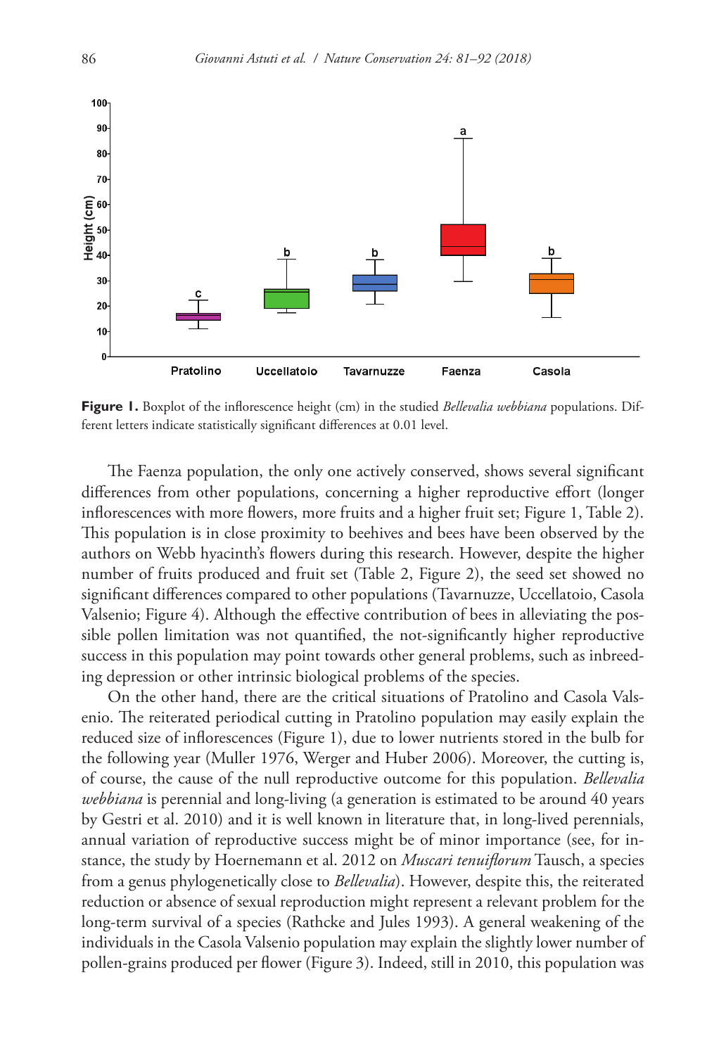**Figure 1.** Boxplot of the inflorescence height (cm) in the studied *Bellevalia webbiana* populations. Different letters indicate statistically significant differences at 0.01 level.

The Faenza population, the only one actively conserved, shows several significant differences from other populations, concerning a higher reproductive effort (longer inflorescences with more flowers, more fruits and a higher fruit set; Figure 1, Table 2). This population is in close proximity to beehives and bees have been observed by the authors on Webb hyacinth's flowers during this research. However, despite the higher number of fruits produced and fruit set (Table 2, Figure 2), the seed set showed no significant differences compared to other populations (Tavarnuzze, Uccellatoio, Casola Valsenio; Figure 4). Although the effective contribution of bees in alleviating the possible pollen limitation was not quantified, the not-significantly higher reproductive success in this population may point towards other general problems, such as inbreeding depression or other intrinsic biological problems of the species.

On the other hand, there are the critical situations of Pratolino and Casola Valsenio. The reiterated periodical cutting in Pratolino population may easily explain the reduced size of inflorescences (Figure 1), due to lower nutrients stored in the bulb for the following year (Muller 1976, Werger and Huber 2006). Moreover, the cutting is, of course, the cause of the null reproductive outcome for this population. *Bellevalia webbiana* is perennial and long-living (a generation is estimated to be around 40 years by Gestri et al. 2010) and it is well known in literature that, in long-lived perennials, annual variation of reproductive success might be of minor importance (see, for instance, the study by Hoernemann et al. 2012 on *Muscari tenuiflorum* Tausch, a species from a genus phylogenetically close to *Bellevalia*). However, despite this, the reiterated reduction or absence of sexual reproduction might represent a relevant problem for the long-term survival of a species (Rathcke and Jules 1993). A general weakening of the individuals in the Casola Valsenio population may explain the slightly lower number of pollen-grains produced per flower (Figure 3). Indeed, still in 2010, this population was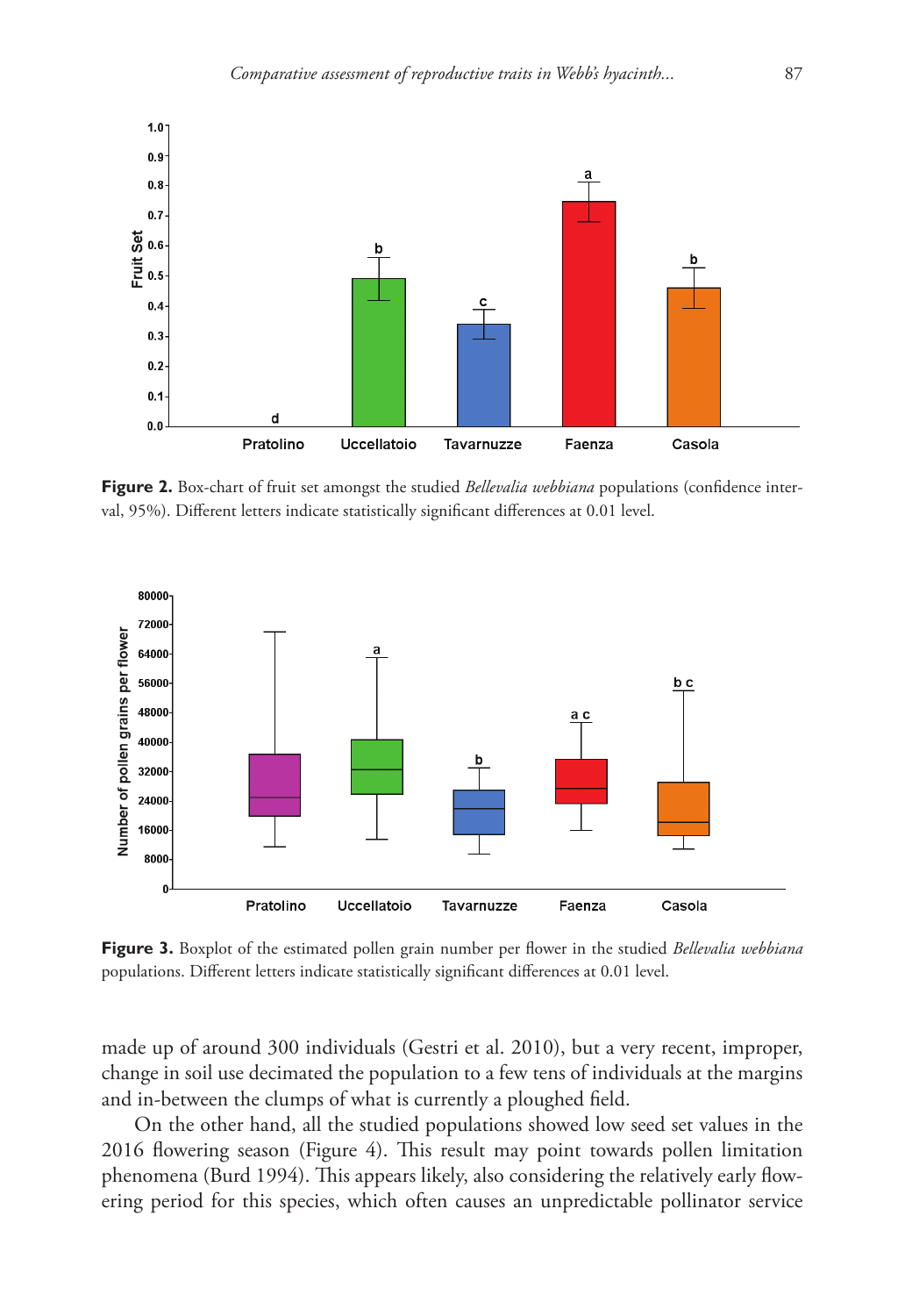**Figure 2.** Box-chart of fruit set amongst the studied *Bellevalia webbiana* populations (confidence interval, 95%). Different letters indicate statistically significant differences at 0.01 level.

**Figure 3.** Boxplot of the estimated pollen grain number per flower in the studied *Bellevalia webbiana* populations. Different letters indicate statistically significant differences at 0.01 level.

made up of around 300 individuals (Gestri et al. 2010), but a very recent, improper, change in soil use decimated the population to a few tens of individuals at the margins and in-between the clumps of what is currently a ploughed field.

On the other hand, all the studied populations showed low seed set values in the 2016 flowering season (Figure 4). This result may point towards pollen limitation phenomena (Burd 1994). This appears likely, also considering the relatively early flowering period for this species, which often causes an unpredictable pollinator service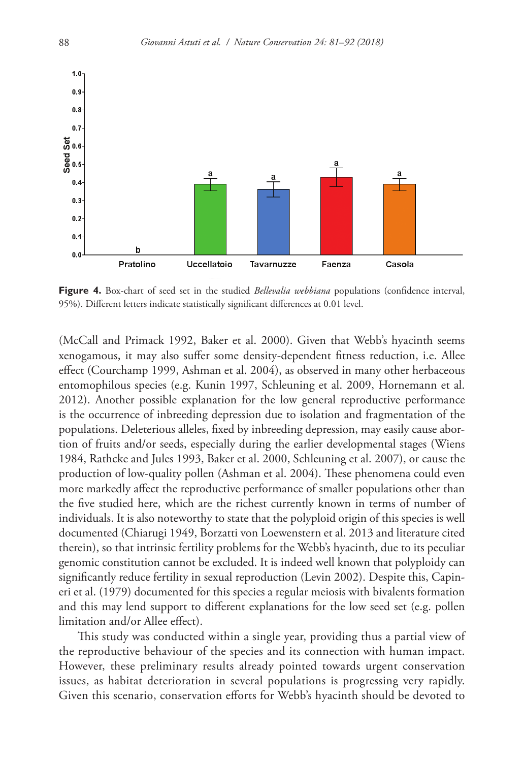**Figure 4.** Box-chart of seed set in the studied *Bellevalia webbiana* populations (confidence interval, 95%). Different letters indicate statistically significant differences at 0.01 level.

(McCall and Primack 1992, Baker et al. 2000). Given that Webb's hyacinth seems xenogamous, it may also suffer some density-dependent fitness reduction, i.e. Allee effect (Courchamp 1999, Ashman et al. 2004), as observed in many other herbaceous entomophilous species (e.g. Kunin 1997, Schleuning et al. 2009, Hornemann et al. 2012). Another possible explanation for the low general reproductive performance is the occurrence of inbreeding depression due to isolation and fragmentation of the populations. Deleterious alleles, fixed by inbreeding depression, may easily cause abortion of fruits and/or seeds, especially during the earlier developmental stages (Wiens 1984, Rathcke and Jules 1993, Baker et al. 2000, Schleuning et al. 2007), or cause the production of low-quality pollen (Ashman et al. 2004). These phenomena could even more markedly affect the reproductive performance of smaller populations other than the five studied here, which are the richest currently known in terms of number of individuals. It is also noteworthy to state that the polyploid origin of this species is well documented (Chiarugi 1949, Borzatti von Loewenstern et al. 2013 and literature cited therein), so that intrinsic fertility problems for the Webb's hyacinth, due to its peculiar genomic constitution cannot be excluded. It is indeed well known that polyploidy can significantly reduce fertility in sexual reproduction (Levin 2002). Despite this, Capineri et al. (1979) documented for this species a regular meiosis with bivalents formation and this may lend support to different explanations for the low seed set (e.g. pollen limitation and/or Allee effect).

This study was conducted within a single year, providing thus a partial view of the reproductive behaviour of the species and its connection with human impact. However, these preliminary results already pointed towards urgent conservation issues, as habitat deterioration in several populations is progressing very rapidly. Given this scenario, conservation efforts for Webb's hyacinth should be devoted to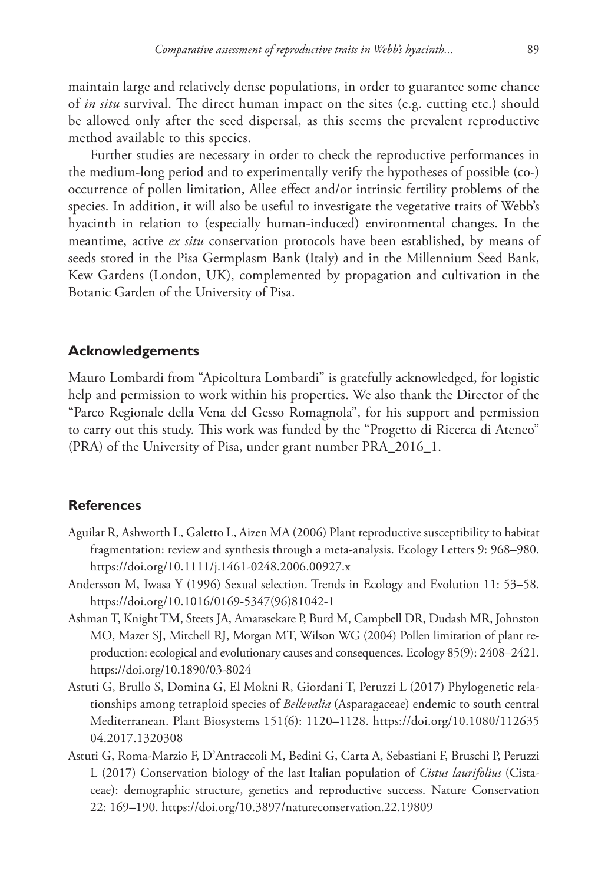maintain large and relatively dense populations, in order to guarantee some chance of *in situ* survival. The direct human impact on the sites (e.g. cutting etc.) should be allowed only after the seed dispersal, as this seems the prevalent reproductive method available to this species.

Further studies are necessary in order to check the reproductive performances in the medium-long period and to experimentally verify the hypotheses of possible (co-) occurrence of pollen limitation, Allee effect and/or intrinsic fertility problems of the species. In addition, it will also be useful to investigate the vegetative traits of Webb's hyacinth in relation to (especially human-induced) environmental changes. In the meantime, active *ex situ* conservation protocols have been established, by means of seeds stored in the Pisa Germplasm Bank (Italy) and in the Millennium Seed Bank, Kew Gardens (London, UK), complemented by propagation and cultivation in the Botanic Garden of the University of Pisa.

## Acknowledgements

Mauro Lombardi from "Apicoltura Lombardi" is gratefully acknowledged, for logistic help and permission to work within his properties. We also thank the Director of the "Parco Regionale della Vena del Gesso Romagnola", for his support and permission to carry out this study. This work was funded by the "Progetto di Ricerca di Ateneo" (PRA) of the University of Pisa, under grant number PRA_2016_1.

## References

Aguilar R, Ashworth L, Galetto L, Aizen MA (2006) Plant reproductive susceptibility to habitat fragmentation: review and synthesis through a meta-analysis. Ecology Letters 9: 968–980. https://doi.org/10.1111/j.1461-0248.2006.00927.x

Andersson M, Iwasa Y (1996) Sexual selection. Trends in Ecology and Evolution 11: 53–58. https://doi.org/10.1016/0169-5347(96)81042-1

Ashman T, Knight TM, Steets JA, Amarasekare P, Burd M, Campbell DR, Dudash MR, Johnston MO, Mazer SJ, Mitchell RJ, Morgan MT, Wilson WG (2004) Pollen limitation of plant reproduction: ecological and evolutionary causes and consequences. Ecology 85(9): 2408–2421. https://doi.org/10.1890/03-8024

Astuti G, Brullo S, Domina G, El Mokni R, Giordani T, Peruzzi L (2017) Phylogenetic relationships among tetraploid species of *Bellevalia* (Asparagaceae) endemic to south central Mediterranean. Plant Biosystems 151(6): 1120–1128. https://doi.org/10.1080/11263504.2017.1320308

Astuti G, Roma-Marzio F, D'Antraccoli M, Bedini G, Carta A, Sebastiani F, Bruschi P, Peruzzi L (2017) Conservation biology of the last Italian population of *Cistus laurifolius* (Cistaceae): demographic structure, genetics and reproductive success. Nature Conservation 22: 169–190. https://doi.org/10.3897/natureconservation.22.19809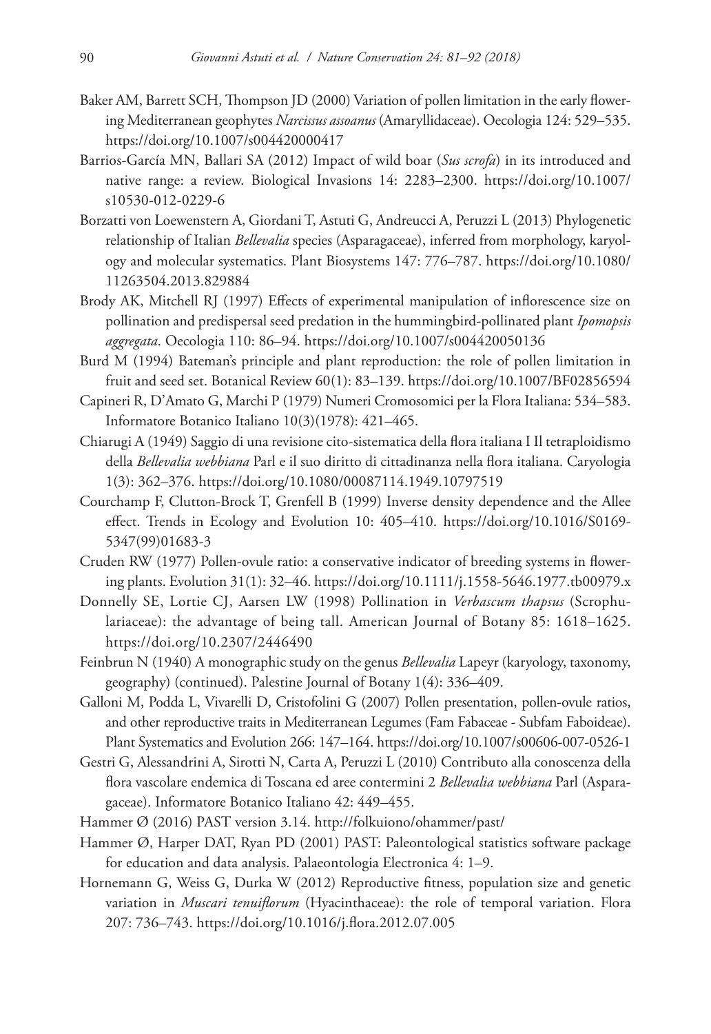Baker AM, Barrett SCH, Thompson JD (2000) Variation of pollen limitation in the early flowering Mediterranean geophytes *Narcissus assoanus* (Amaryllidaceae). Oecologia 124: 529–535. https://doi.org/10.1007/s004420000417

Barrios-García MN, Ballari SA (2012) Impact of wild boar (*Sus scrofa*) in its introduced and native range: a review. Biological Invasions 14: 2283–2300. https://doi.org/10.1007/s10530-012-0229-6

Borzatti von Loewenstern A, Giordani T, Astuti G, Andreucci A, Peruzzi L (2013) Phylogenetic relationship of Italian *Bellevalia* species (Asparagaceae), inferred from morphology, karyology and molecular systematics. Plant Biosystems 147: 776–787. https://doi.org/10.1080/11263504.2013.829884

Brody AK, Mitchell RJ (1997) Effects of experimental manipulation of inflorescence size on pollination and predispersal seed predation in the hummingbird-pollinated plant *Ipomopsis aggregata*. Oecologia 110: 86–94. https://doi.org/10.1007/s004420050136

Burd M (1994) Bateman's principle and plant reproduction: the role of pollen limitation in fruit and seed set. Botanical Review 60(1): 83–139. https://doi.org/10.1007/BF02856594

Capineri R, D'Amato G, Marchi P (1979) Numeri Cromosomici per la Flora Italiana: 534–583. Informatore Botanico Italiano 10(3)(1978): 421–465.

Chiarugi A (1949) Saggio di una revisione cito-sistematica della flora italiana I Il tetraploidismo della *Bellevalia webbiana* Parl e il suo diritto di cittadinanza nella flora italiana. Caryologia 1(3): 362–376. https://doi.org/10.1080/00087114.1949.10797519

Courchamp F, Clutton-Brock T, Grenfell B (1999) Inverse density dependence and the Allee effect. Trends in Ecology and Evolution 10: 405–410. https://doi.org/10.1016/S0169-5347(99)01683-3

Cruden RW (1977) Pollen-ovule ratio: a conservative indicator of breeding systems in flowering plants. Evolution 31(1): 32–46. https://doi.org/10.1111/j.1558-5646.1977.tb00979.x

Donnelly SE, Lortie CJ, Aarsen LW (1998) Pollination in *Verbascum thapsus* (Scrophulariaceae): the advantage of being tall. American Journal of Botany 85: 1618–1625. https://doi.org/10.2307/2446490

Feinbrun N (1940) A monographic study on the genus *Bellevalia* Lapeyr (karyology, taxonomy, geography) (continued). Palestine Journal of Botany 1(4): 336–409.

Galloni M, Podda L, Vivarelli D, Cristofolini G (2007) Pollen presentation, pollen-ovule ratios, and other reproductive traits in Mediterranean Legumes (Fam Fabaceae - Subfam Faboideae). Plant Systematics and Evolution 266: 147–164. https://doi.org/10.1007/s00606-007-0526-1

Gestri G, Alessandrini A, Sirotti N, Carta A, Peruzzi L (2010) Contributo alla conoscenza della flora vascolare endemica di Toscana ed aree contermini 2 *Bellevalia webbiana* Parl (Asparagaceae). Informatore Botanico Italiano 42: 449–455.

Hammer Ø (2016) PAST version 3.14. http://folkuiono/ohammer/past/

Hammer Ø, Harper DAT, Ryan PD (2001) PAST: Paleontological statistics software package for education and data analysis. Palaeontologia Electronica 4: 1–9.

Hornemann G, Weiss G, Durka W (2012) Reproductive fitness, population size and genetic variation in *Muscari tenuiflorum* (Hyacinthaceae): the role of temporal variation. Flora 207: 736–743. https://doi.org/10.1016/j.flora.2012.07.005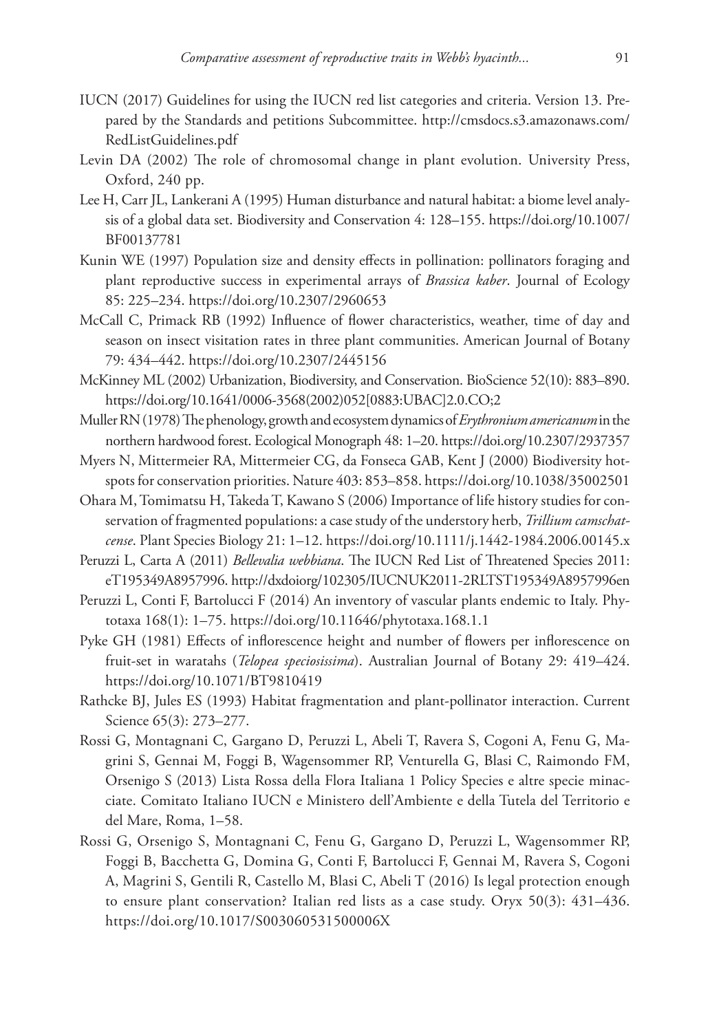IUCN (2017) Guidelines for using the IUCN red list categories and criteria. Version 13. Prepared by the Standards and petitions Subcommittee. http://cmsdocs.s3.amazonaws.com/RedListGuidelines.pdf

Levin DA (2002) The role of chromosomal change in plant evolution. University Press, Oxford, 240 pp.

Lee H, Carr JL, Lankerani A (1995) Human disturbance and natural habitat: a biome level analysis of a global data set. Biodiversity and Conservation 4: 128–155. https://doi.org/10.1007/BF00137781

Kunin WE (1997) Population size and density effects in pollination: pollinators foraging and plant reproductive success in experimental arrays of *Brassica kaber*. Journal of Ecology 85: 225–234. https://doi.org/10.2307/2960653

McCall C, Primack RB (1992) Influence of flower characteristics, weather, time of day and season on insect visitation rates in three plant communities. American Journal of Botany 79: 434–442. https://doi.org/10.2307/2445156

McKinney ML (2002) Urbanization, Biodiversity, and Conservation. BioScience 52(10): 883–890. https://doi.org/10.1641/0006-3568(2002)052[0883:UBAC]2.0.CO;2

Muller RN (1978) The phenology, growth and ecosystem dynamics of *Erythronium americanum* in the northern hardwood forest. Ecological Monograph 48: 1–20. https://doi.org/10.2307/2937357

Myers N, Mittermeier RA, Mittermeier CG, da Fonseca GAB, Kent J (2000) Biodiversity hotspots for conservation priorities. Nature 403: 853–858. https://doi.org/10.1038/35002501

Ohara M, Tomimatsu H, Takeda T, Kawano S (2006) Importance of life history studies for conservation of fragmented populations: a case study of the understory herb, *Trillium camschatcense*. Plant Species Biology 21: 1–12. https://doi.org/10.1111/j.1442-1984.2006.00145.x

Peruzzi L, Carta A (2011) *Bellevalia webbiana*. The IUCN Red List of Threatened Species 2011: eT195349A8957996. http://dxdoiorg/102305/IUCNUK2011-2RLTST195349A8957996en

Peruzzi L, Conti F, Bartolucci F (2014) An inventory of vascular plants endemic to Italy. Phytotaxa 168(1): 1–75. https://doi.org/10.11646/phytotaxa.168.1.1

Pyke GH (1981) Effects of inflorescence height and number of flowers per inflorescence on fruit-set in waratahs (*Telopea speciosissima*). Australian Journal of Botany 29: 419–424. https://doi.org/10.1071/BT9810419

Rathcke BJ, Jules ES (1993) Habitat fragmentation and plant-pollinator interaction. Current Science 65(3): 273–277.

Rossi G, Montagnani C, Gargano D, Peruzzi L, Abeli T, Ravera S, Cogoni A, Fenu G, Magrini S, Gennai M, Foggi B, Wagensommer RP, Venturella G, Blasi C, Raimondo FM, Orsenigo S (2013) Lista Rossa della Flora Italiana 1 Policy Species e altre specie minacciate. Comitato Italiano IUCN e Ministero dell'Ambiente e della Tutela del Territorio e del Mare, Roma, 1–58.

Rossi G, Orsenigo S, Montagnani C, Fenu G, Gargano D, Peruzzi L, Wagensommer RP, Foggi B, Bacchetta G, Domina G, Conti F, Bartolucci F, Gennai M, Ravera S, Cogoni A, Magrini S, Gentili R, Castello M, Blasi C, Abeli T (2016) Is legal protection enough to ensure plant conservation? Italian red lists as a case study. Oryx 50(3): 431–436. https://doi.org/10.1017/S003060531500006X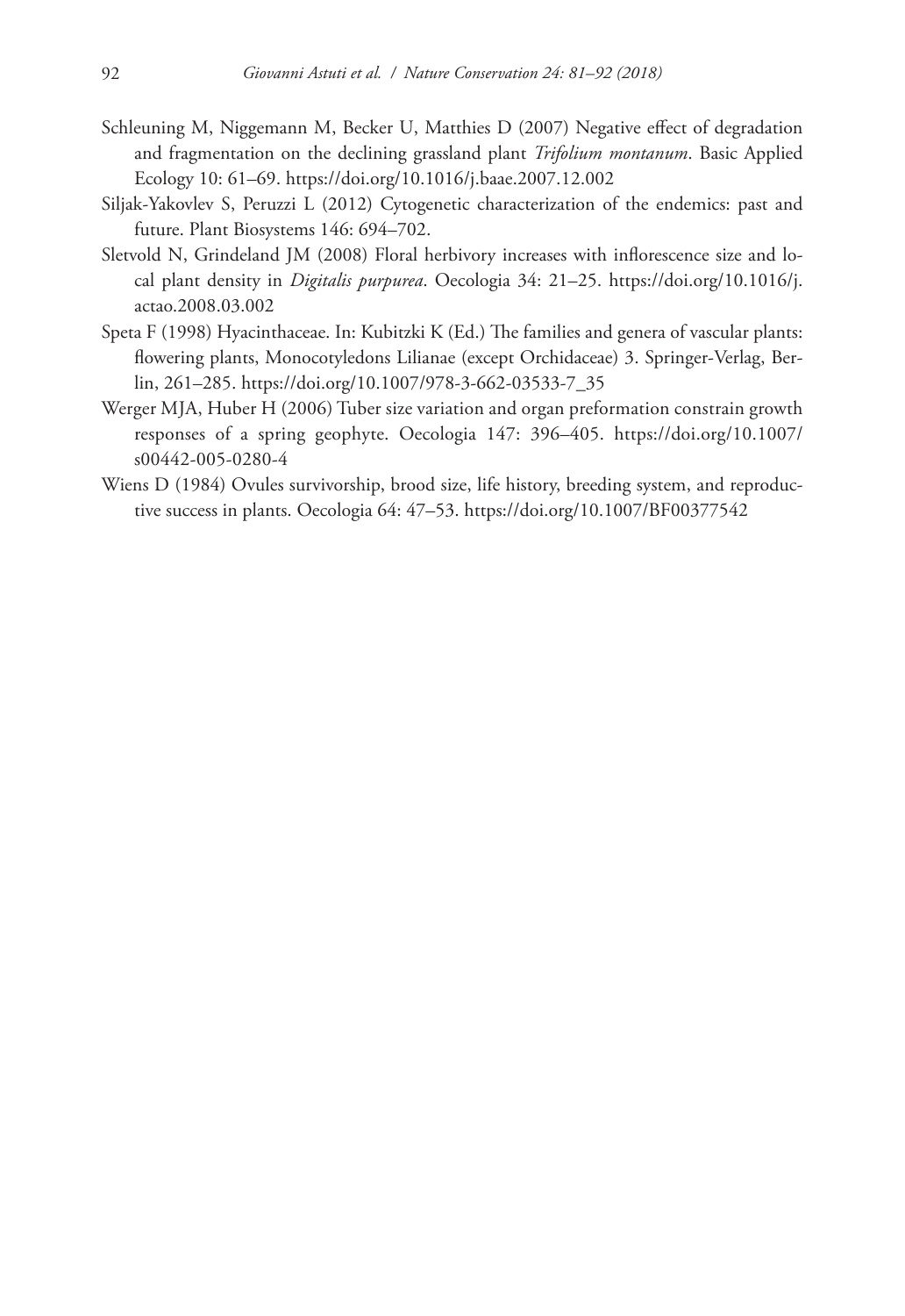Schleuning M, Niggemann M, Becker U, Matthies D (2007) Negative effect of degradation and fragmentation on the declining grassland plant *Trifolium montanum*. Basic Applied Ecology 10: 61–69. https://doi.org/10.1016/j.baae.2007.12.002

Siljak-Yakovlev S, Peruzzi L (2012) Cytogenetic characterization of the endemics: past and future. Plant Biosystems 146: 694–702.

Sletvold N, Grindeland JM (2008) Floral herbivory increases with inflorescence size and local plant density in *Digitalis purpurea*. Oecologia 34: 21–25. https://doi.org/10.1016/j.actao.2008.03.002

Speta F (1998) Hyacinthaceae. In: Kubitzki K (Ed.) The families and genera of vascular plants: flowering plants, Monocotyledons Lilianae (except Orchidaceae) 3. Springer-Verlag, Berlin, 261–285. https://doi.org/10.1007/978-3-662-03533-7_35

Werger MJA, Huber H (2006) Tuber size variation and organ preformation constrain growth responses of a spring geophyte. Oecologia 147: 396–405. https://doi.org/10.1007/s00442-005-0280-4

Wiens D (1984) Ovules survivorship, brood size, life history, breeding system, and reproductive success in plants. Oecologia 64: 47–53. https://doi.org/10.1007/BF00377542